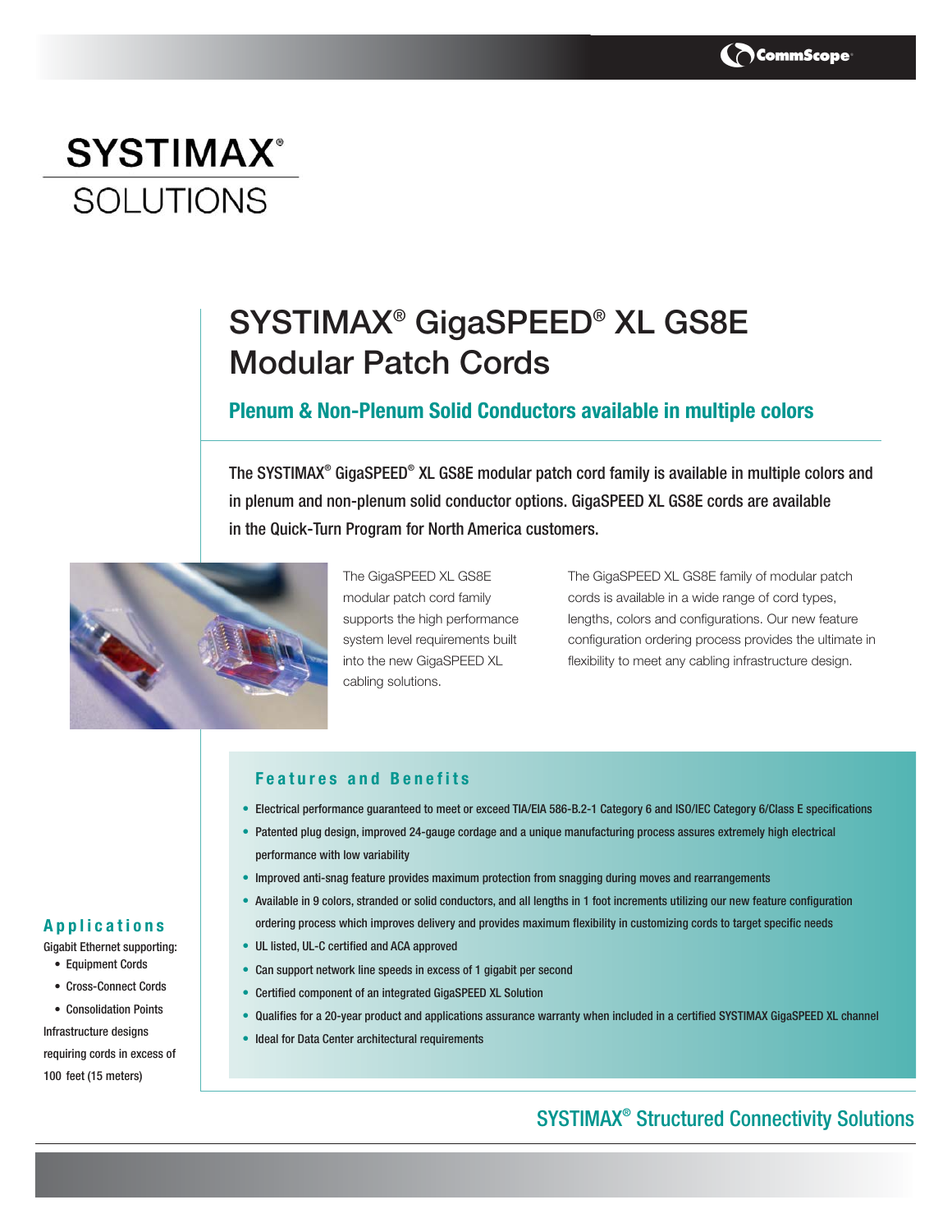# SYSTIMAX® SOLUTIONS

# SYSTIMAX® GigaSPEED® XL GS8E Modular Patch Cords

## Plenum & Non-Plenum Solid Conductors available in multiple colors

The SYSTIMAX® GigaSPEED® XL GS8E modular patch cord family is available in multiple colors and in plenum and non-plenum solid conductor options. GigaSPEED XL GS8E cords are available in the Quick-Turn Program for North America customers.

The GigaSPEED XL GS8E modular patch cord family supports the high performance system level requirements built into the new GigaSPEED XL cabling solutions.

The GigaSPEED XL GS8E family of modular patch cords is available in a wide range of cord types, lengths, colors and configurations. Our new feature configuration ordering process provides the ultimate in flexibility to meet any cabling infrastructure design.

### Features and Benefits

- Electrical performance guaranteed to meet or exceed TIA/EIA 586-B.2-1 Category 6 and ISO/IEC Category 6/Class E specifications
- Patented plug design, improved 24-gauge cordage and a unique manufacturing process assures extremely high electrical performance with low variability
- Improved anti-snag feature provides maximum protection from snagging during moves and rearrangements
- Available in 9 colors, stranded or solid conductors, and all lengths in 1 foot increments utilizing our new feature configuration ordering process which improves delivery and provides maximum flexibility in customizing cords to target specific needs
- UL listed, UL-C certified and ACA approved
- Can support network line speeds in excess of 1 gigabit per second
- Certified component of an integrated GigaSPEED XL Solution
- Qualifies for a 20-year product and applications assurance warranty when included in a certified SYSTIMAX GigaSPEED XL channel
- Ideal for Data Center architectural requirements

### Applications

Gigabit Ethernet supporting:

- Equipment Cords
- Cross-Connect Cords
- Consolidation Points

Infrastructure designs requiring cords in excess of 100 feet (15 meters)

SYSTIMAX® Structured Connectivity Solutions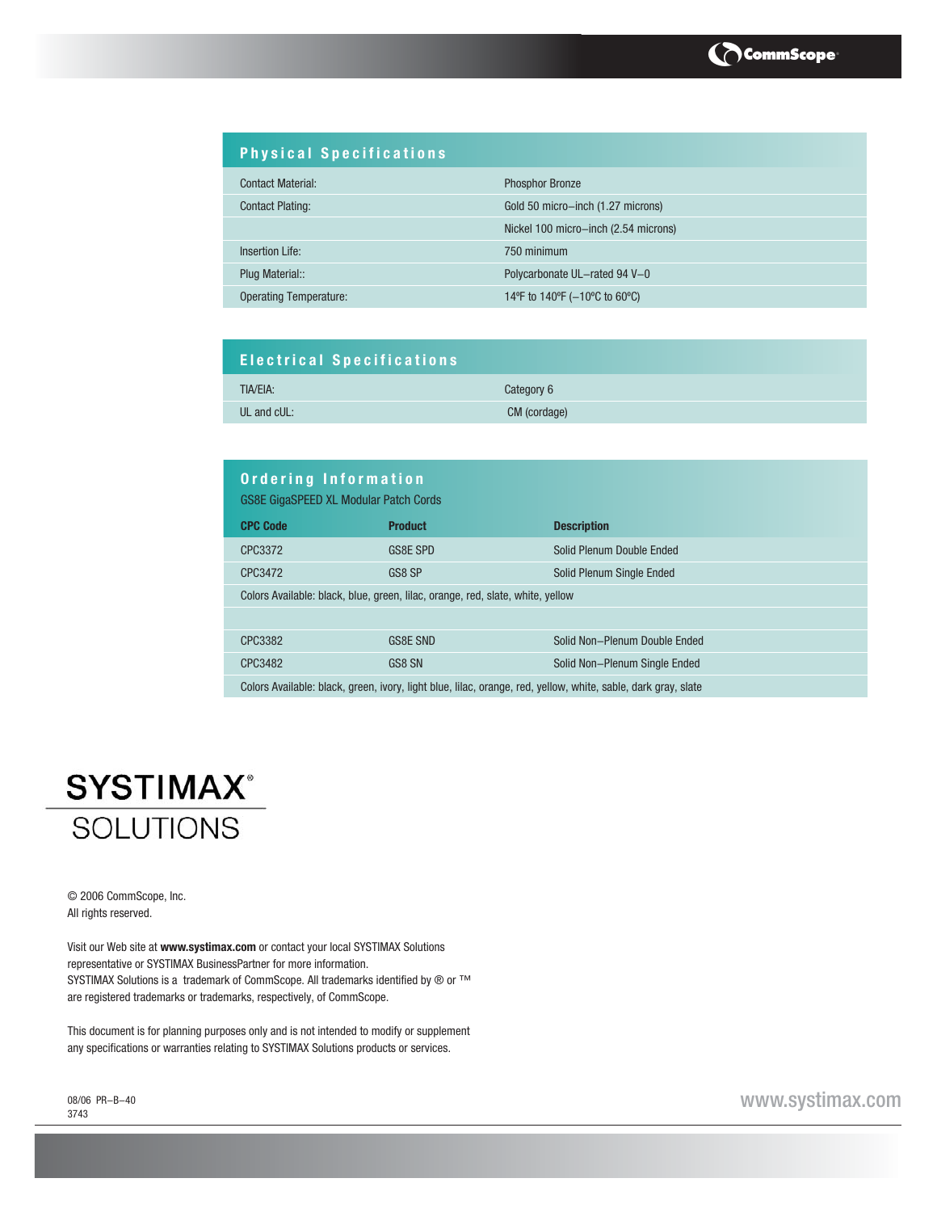## Physical Specifications

| | |
|---|---|
| Contact Material: | Phosphor Bronze |
| Contact Plating: | Gold 50 micro–inch (1.27 microns) |
| | Nickel 100 micro–inch (2.54 microns) |
| Insertion Life: | 750 minimum |
| Plug Material:: | Polycarbonate UL–rated 94 V–0 |
| Operating Temperature: | 14ºF to 140ºF (–10ºC to 60ºC) |

## Electrical Specifications

| | |
|---|---|
| TIA/EIA: | Category 6 |
| UL and cUL: | CM (cordage) |

## Ordering Information

GS8E GigaSPEED XL Modular Patch Cords

| CPC Code | Product | Description |
|---|---|---|
| CPC3372 | GS8E SPD | Solid Plenum Double Ended |
| CPC3472 | GS8 SP | Solid Plenum Single Ended |
| Colors Available: black, blue, green, lilac, orange, red, slate, white, yellow | | |
| | | |
| CPC3382 | GS8E SND | Solid Non–Plenum Double Ended |
| CPC3482 | GS8 SN | Solid Non–Plenum Single Ended |
| Colors Available: black, green, ivory, light blue, lilac, orange, red, yellow, white, sable, dark gray, slate | | |

SYSTIMAX® SOLUTIONS

© 2006 CommScope, Inc.
All rights reserved.

Visit our Web site at **www.systimax.com** or contact your local SYSTIMAX Solutions representative or SYSTIMAX BusinessPartner for more information.
SYSTIMAX Solutions is a trademark of CommScope. All trademarks identified by ® or ™ are registered trademarks or trademarks, respectively, of CommScope.

This document is for planning purposes only and is not intended to modify or supplement any specifications or warranties relating to SYSTIMAX Solutions products or services.

08/06 PR–B–40
3743

www.systimax.com